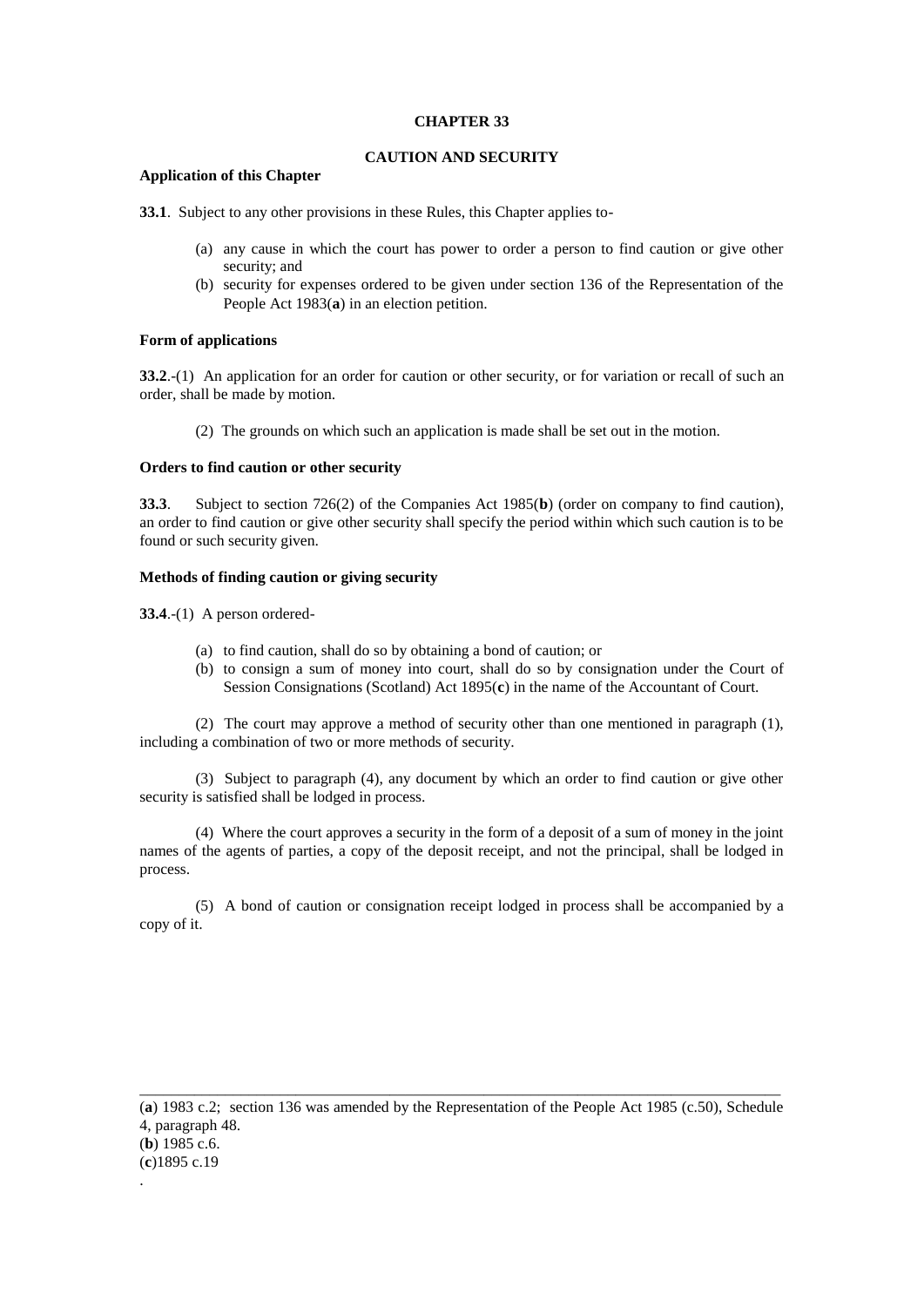# CHAPTER 33

## CAUTION AND SECURITY

### Application of this Chapter

**33.1**. Subject to any other provisions in these Rules, this Chapter applies to-

(a) any cause in which the court has power to order a person to find caution or give other security; and
(b) security for expenses ordered to be given under section 136 of the Representation of the People Act 1983(**a**) in an election petition.

### Form of applications

**33.2**.-(1) An application for an order for caution or other security, or for variation or recall of such an order, shall be made by motion.

(2) The grounds on which such an application is made shall be set out in the motion.

### Orders to find caution or other security

**33.3**. Subject to section 726(2) of the Companies Act 1985(**b**) (order on company to find caution), an order to find caution or give other security shall specify the period within which such caution is to be found or such security given.

### Methods of finding caution or giving security

**33.4**.-(1) A person ordered-

(a) to find caution, shall do so by obtaining a bond of caution; or
(b) to consign a sum of money into court, shall do so by consignation under the Court of Session Consignations (Scotland) Act 1895(**c**) in the name of the Accountant of Court.

(2) The court may approve a method of security other than one mentioned in paragraph (1), including a combination of two or more methods of security.

(3) Subject to paragraph (4), any document by which an order to find caution or give other security is satisfied shall be lodged in process.

(4) Where the court approves a security in the form of a deposit of a sum of money in the joint names of the agents of parties, a copy of the deposit receipt, and not the principal, shall be lodged in process.

(5) A bond of caution or consignation receipt lodged in process shall be accompanied by a copy of it.

---

(**a**) 1983 c.2; section 136 was amended by the Representation of the People Act 1985 (c.50), Schedule 4, paragraph 48.
(**b**) 1985 c.6.
(**c**)1895 c.19
.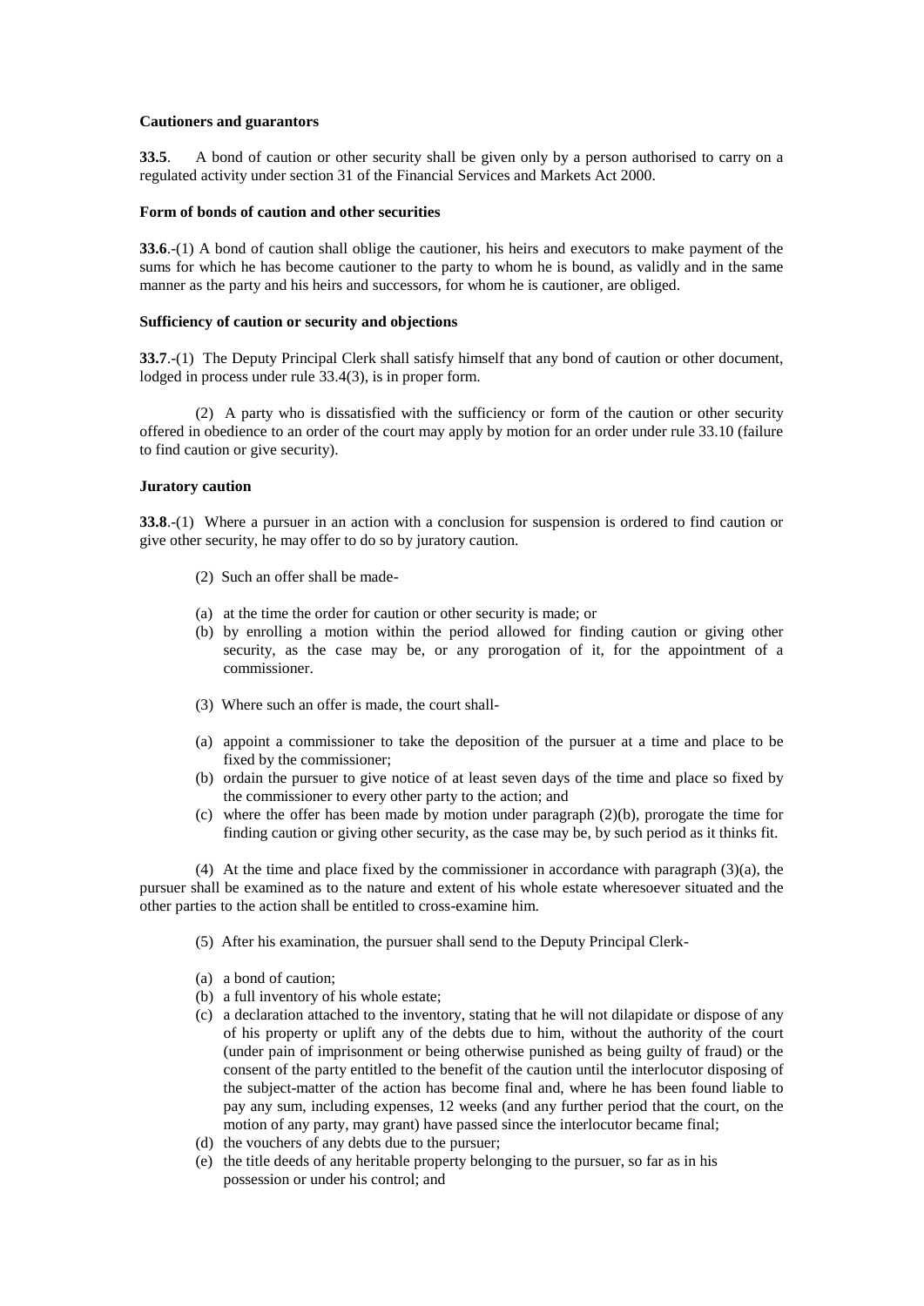**Cautioners and guarantors**

**33.5**. A bond of caution or other security shall be given only by a person authorised to carry on a regulated activity under section 31 of the Financial Services and Markets Act 2000.

**Form of bonds of caution and other securities**

**33.6**.-(1) A bond of caution shall oblige the cautioner, his heirs and executors to make payment of the sums for which he has become cautioner to the party to whom he is bound, as validly and in the same manner as the party and his heirs and successors, for whom he is cautioner, are obliged.

**Sufficiency of caution or security and objections**

**33.7**.-(1) The Deputy Principal Clerk shall satisfy himself that any bond of caution or other document, lodged in process under rule 33.4(3), is in proper form.

(2) A party who is dissatisfied with the sufficiency or form of the caution or other security offered in obedience to an order of the court may apply by motion for an order under rule 33.10 (failure to find caution or give security).

**Juratory caution**

**33.8**.-(1) Where a pursuer in an action with a conclusion for suspension is ordered to find caution or give other security, he may offer to do so by juratory caution.

(2) Such an offer shall be made-

(a) at the time the order for caution or other security is made; or
(b) by enrolling a motion within the period allowed for finding caution or giving other security, as the case may be, or any prorogation of it, for the appointment of a commissioner.

(3) Where such an offer is made, the court shall-

(a) appoint a commissioner to take the deposition of the pursuer at a time and place to be fixed by the commissioner;
(b) ordain the pursuer to give notice of at least seven days of the time and place so fixed by the commissioner to every other party to the action; and
(c) where the offer has been made by motion under paragraph (2)(b), prorogate the time for finding caution or giving other security, as the case may be, by such period as it thinks fit.

(4) At the time and place fixed by the commissioner in accordance with paragraph (3)(a), the pursuer shall be examined as to the nature and extent of his whole estate wheresoever situated and the other parties to the action shall be entitled to cross-examine him.

(5) After his examination, the pursuer shall send to the Deputy Principal Clerk-

(a) a bond of caution;
(b) a full inventory of his whole estate;
(c) a declaration attached to the inventory, stating that he will not dilapidate or dispose of any of his property or uplift any of the debts due to him, without the authority of the court (under pain of imprisonment or being otherwise punished as being guilty of fraud) or the consent of the party entitled to the benefit of the caution until the interlocutor disposing of the subject-matter of the action has become final and, where he has been found liable to pay any sum, including expenses, 12 weeks (and any further period that the court, on the motion of any party, may grant) have passed since the interlocutor became final;
(d) the vouchers of any debts due to the pursuer;
(e) the title deeds of any heritable property belonging to the pursuer, so far as in his possession or under his control; and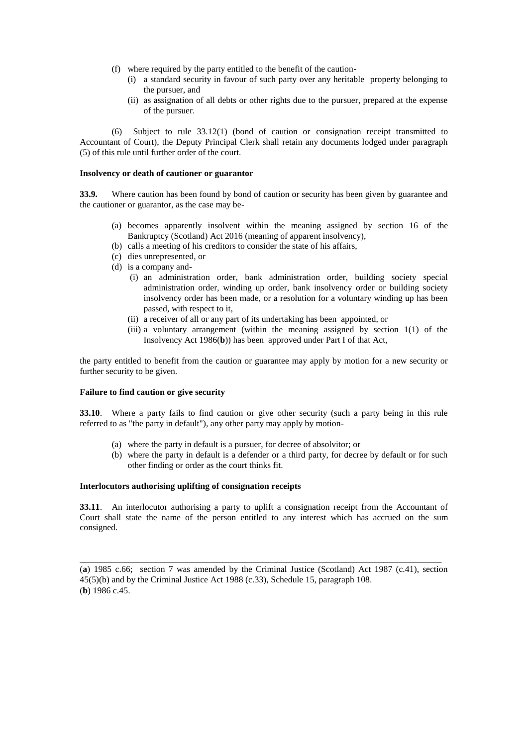(f) where required by the party entitled to the benefit of the caution-
   (i) a standard security in favour of such party over any heritable property belonging to the pursuer, and
   (ii) as assignation of all debts or other rights due to the pursuer, prepared at the expense of the pursuer.

(6) Subject to rule 33.12(1) (bond of caution or consignation receipt transmitted to Accountant of Court), the Deputy Principal Clerk shall retain any documents lodged under paragraph (5) of this rule until further order of the court.

**Insolvency or death of cautioner or guarantor**

**33.9.** Where caution has been found by bond of caution or security has been given by guarantee and the cautioner or guarantor, as the case may be-

(a) becomes apparently insolvent within the meaning assigned by section 16 of the Bankruptcy (Scotland) Act 2016 (meaning of apparent insolvency),
(b) calls a meeting of his creditors to consider the state of his affairs,
(c) dies unrepresented, or
(d) is a company and-
   (i) an administration order, bank administration order, building society special administration order, winding up order, bank insolvency order or building society insolvency order has been made, or a resolution for a voluntary winding up has been passed, with respect to it,
   (ii) a receiver of all or any part of its undertaking has been appointed, or
   (iii) a voluntary arrangement (within the meaning assigned by section 1(1) of the Insolvency Act 1986(**b**)) has been approved under Part I of that Act,

the party entitled to benefit from the caution or guarantee may apply by motion for a new security or further security to be given.

**Failure to find caution or give security**

**33.10**. Where a party fails to find caution or give other security (such a party being in this rule referred to as "the party in default"), any other party may apply by motion-

(a) where the party in default is a pursuer, for decree of absolvitor; or
(b) where the party in default is a defender or a third party, for decree by default or for such other finding or order as the court thinks fit.

**Interlocutors authorising uplifting of consignation receipts**

**33.11**. An interlocutor authorising a party to uplift a consignation receipt from the Accountant of Court shall state the name of the person entitled to any interest which has accrued on the sum consigned.

---

(**a**) 1985 c.66; section 7 was amended by the Criminal Justice (Scotland) Act 1987 (c.41), section 45(5)(b) and by the Criminal Justice Act 1988 (c.33), Schedule 15, paragraph 108.
(**b**) 1986 c.45.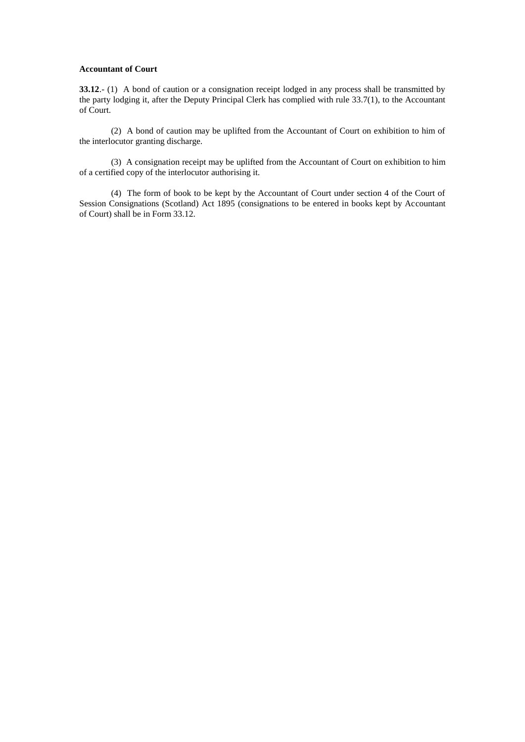**Accountant of Court**

**33.12**.- (1) A bond of caution or a consignation receipt lodged in any process shall be transmitted by the party lodging it, after the Deputy Principal Clerk has complied with rule 33.7(1), to the Accountant of Court.

(2) A bond of caution may be uplifted from the Accountant of Court on exhibition to him of the interlocutor granting discharge.

(3) A consignation receipt may be uplifted from the Accountant of Court on exhibition to him of a certified copy of the interlocutor authorising it.

(4) The form of book to be kept by the Accountant of Court under section 4 of the Court of Session Consignations (Scotland) Act 1895 (consignations to be entered in books kept by Accountant of Court) shall be in Form 33.12.